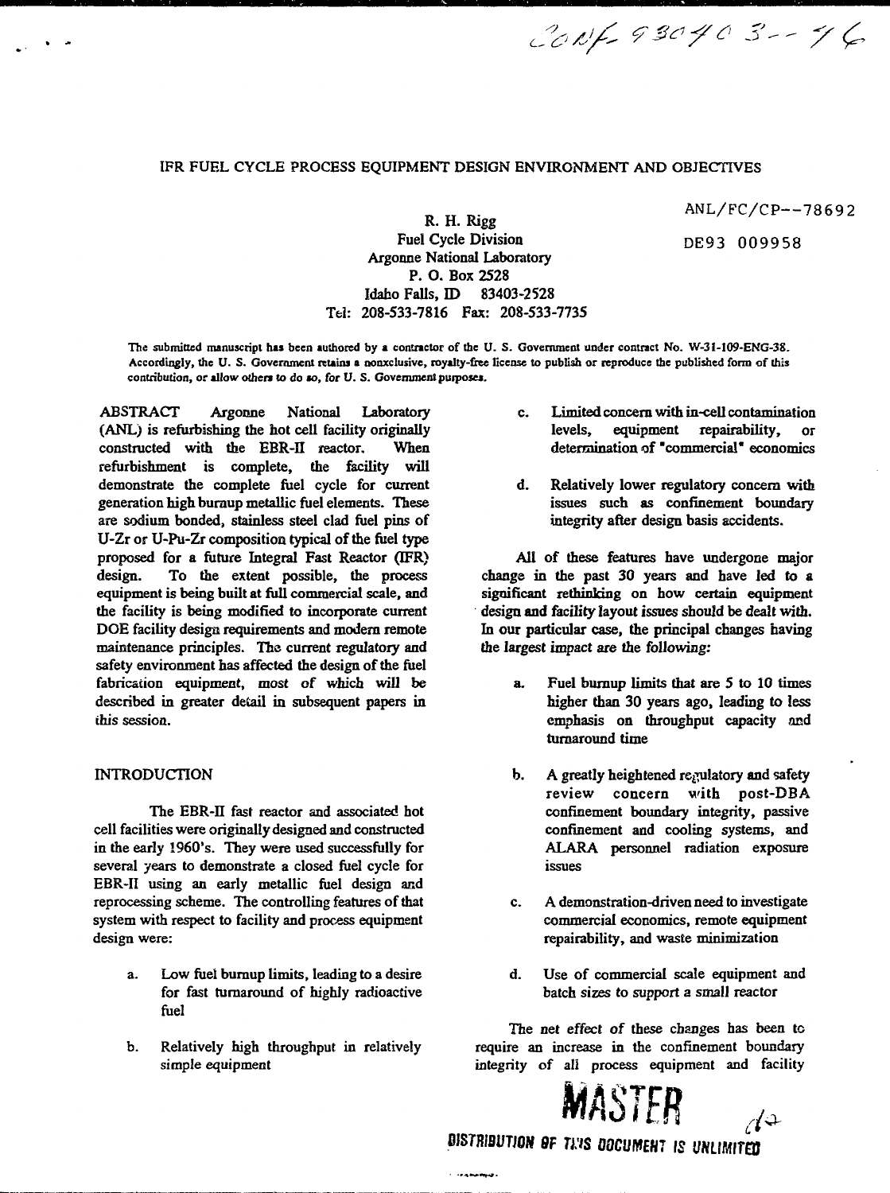CONF-930403--46

# IFR FUEL CYCLE PROCESS EQUIPMENT DESIGN ENVIRONMENT AND OBJECTIVES

ANL/FC/CP--78692

DE93 009958

R. H. Rigg
Fuel Cycle Division
Argonne National Laboratory
P. O. Box 2528
Idaho Falls, ID 83403-2528
Tel: 208-533-7816 Fax: 208-533-7735

The submitted manuscript has been authored by a contractor of the U. S. Government under contract No. W-31-109-ENG-38. Accordingly, the U. S. Government retains a nonexclusive, royalty-free license to publish or reproduce the published form of this contribution, or allow others to do so, for U. S. Government purposes.

ABSTRACT Argonne National Laboratory (ANL) is refurbishing the hot cell facility originally constructed with the EBR-II reactor. When refurbishment is complete, the facility will demonstrate the complete fuel cycle for current generation high burnup metallic fuel elements. These are sodium bonded, stainless steel clad fuel pins of U-Zr or U-Pu-Zr composition typical of the fuel type proposed for a future Integral Fast Reactor (IFR) design. To the extent possible, the process equipment is being built at full commercial scale, and the facility is being modified to incorporate current DOE facility design requirements and modern remote maintenance principles. The current regulatory and safety environment has affected the design of the fuel fabrication equipment, most of which will be described in greater detail in subsequent papers in this session.

## INTRODUCTION

The EBR-II fast reactor and associated hot cell facilities were originally designed and constructed in the early 1960's. They were used successfully for several years to demonstrate a closed fuel cycle for EBR-II using an early metallic fuel design and reprocessing scheme. The controlling features of that system with respect to facility and process equipment design were:

a. Low fuel burnup limits, leading to a desire for fast turnaround of highly radioactive fuel

b. Relatively high throughput in relatively simple equipment

c. Limited concern with in-cell contamination levels, equipment repairability, or determination of "commercial" economics

d. Relatively lower regulatory concern with issues such as confinement boundary integrity after design basis accidents.

All of these features have undergone major change in the past 30 years and have led to a significant rethinking on how certain equipment design and facility layout issues should be dealt with. In our particular case, the principal changes having the largest impact are the following:

a. Fuel burnup limits that are 5 to 10 times higher than 30 years ago, leading to less emphasis on throughput capacity and turnaround time

b. A greatly heightened regulatory and safety review concern with post-DBA confinement boundary integrity, passive confinement and cooling systems, and ALARA personnel radiation exposure issues

c. A demonstration-driven need to investigate commercial economics, remote equipment repairability, and waste minimization

d. Use of commercial scale equipment and batch sizes to support a small reactor

The net effect of these changes has been to require an increase in the confinement boundary integrity of all process equipment and facility

MASTER

DISTRIBUTION OF THIS DOCUMENT IS UNLIMITED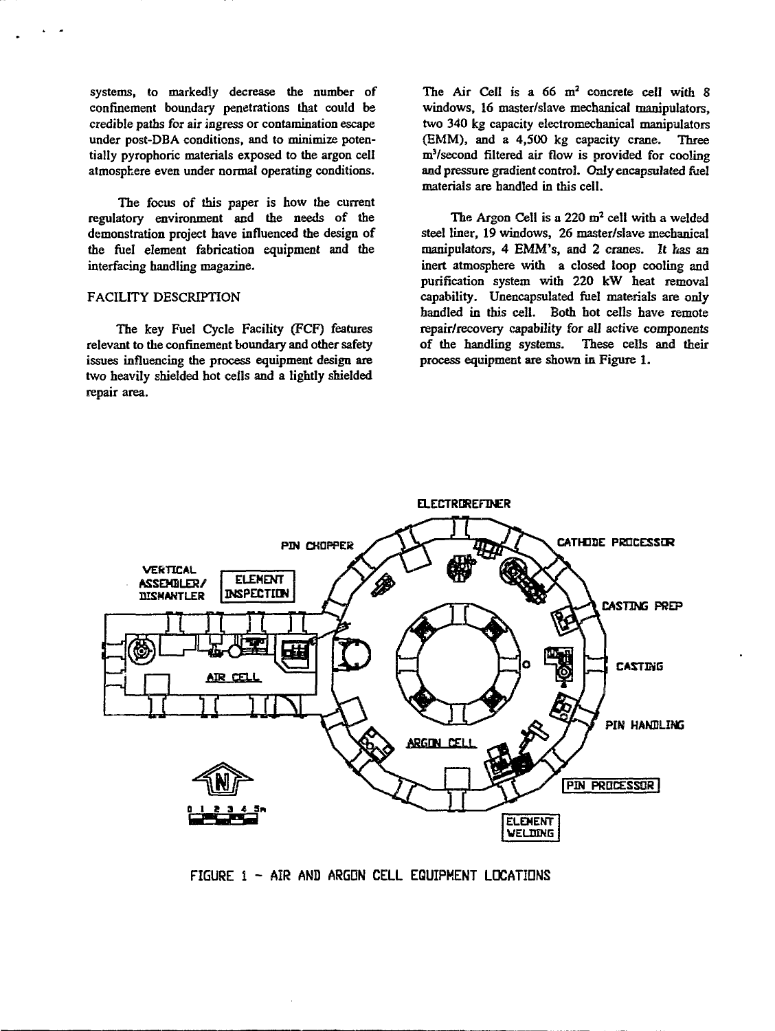systems, to markedly decrease the number of confinement boundary penetrations that could be credible paths for air ingress or contamination escape under post-DBA conditions, and to minimize potentially pyrophoric materials exposed to the argon cell atmosphere even under normal operating conditions.

The focus of this paper is how the current regulatory environment and the needs of the demonstration project have influenced the design of the fuel element fabrication equipment and the interfacing handling magazine.

## FACILITY DESCRIPTION

The key Fuel Cycle Facility (FCF) features relevant to the confinement boundary and other safety issues influencing the process equipment design are two heavily shielded hot cells and a lightly shielded repair area.

The Air Cell is a 66 $m^2$ concrete cell with 8 windows, 16 master/slave mechanical manipulators, two 340 kg capacity electromechanical manipulators (EMM), and a 4,500 kg capacity crane. Three $m^3$/second filtered air flow is provided for cooling and pressure gradient control. Only encapsulated fuel materials are handled in this cell.

The Argon Cell is a 220 $m^2$ cell with a welded steel liner, 19 windows, 26 master/slave mechanical manipulators, 4 EMM's, and 2 cranes. It has an inert atmosphere with a closed loop cooling and purification system with 220 kW heat removal capability. Unencapsulated fuel materials are only handled in this cell. Both hot cells have remote repair/recovery capability for all active components of the handling systems. These cells and their process equipment are shown in Figure 1.

FIGURE 1 - AIR AND ARGON CELL EQUIPMENT LOCATIONS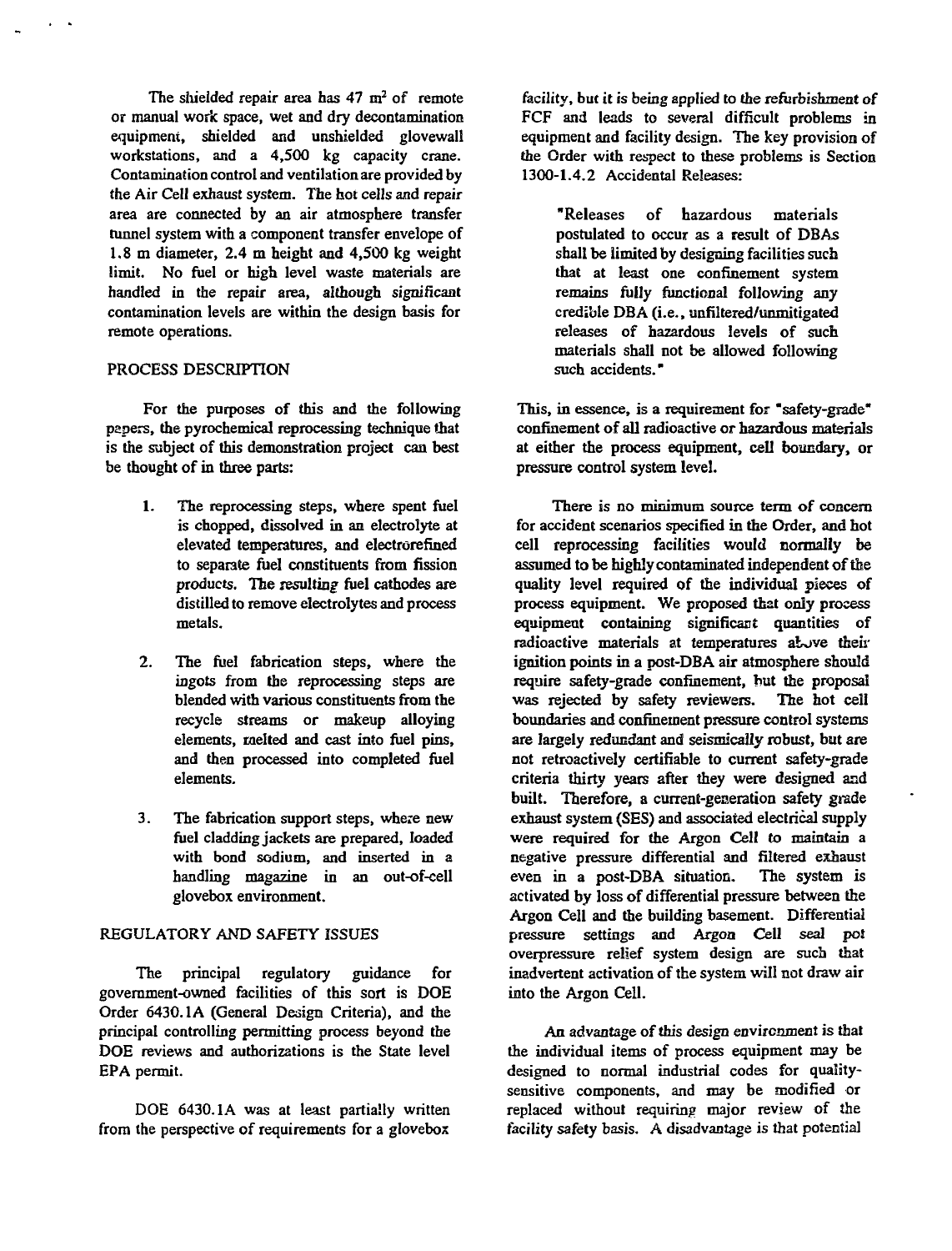The shielded repair area has 47 $m^2$ of remote or manual work space, wet and dry decontamination equipment, shielded and unshielded glovewall workstations, and a 4,500 kg capacity crane. Contamination control and ventilation are provided by the Air Cell exhaust system. The hot cells and repair area are connected by an air atmosphere transfer tunnel system with a component transfer envelope of 1.8 m diameter, 2.4 m height and 4,500 kg weight limit. No fuel or high level waste materials are handled in the repair area, although significant contamination levels are within the design basis for remote operations.

## PROCESS DESCRIPTION

For the purposes of this and the following papers, the pyrochemical reprocessing technique that is the subject of this demonstration project can best be thought of in three parts:

1. The reprocessing steps, where spent fuel is chopped, dissolved in an electrolyte at elevated temperatures, and electrorefined to separate fuel constituents from fission products. The resulting fuel cathodes are distilled to remove electrolytes and process metals.

2. The fuel fabrication steps, where the ingots from the reprocessing steps are blended with various constituents from the recycle streams or makeup alloying elements, melted and cast into fuel pins, and then processed into completed fuel elements.

3. The fabrication support steps, where new fuel cladding jackets are prepared, loaded with bond sodium, and inserted in a handling magazine in an out-of-cell glovebox environment.

## REGULATORY AND SAFETY ISSUES

The principal regulatory guidance for government-owned facilities of this sort is DOE Order 6430.1A (General Design Criteria), and the principal controlling permitting process beyond the DOE reviews and authorizations is the State level EPA permit.

DOE 6430.1A was at least partially written from the perspective of requirements for a glovebox facility, but it is being applied to the refurbishment of FCF and leads to several difficult problems in equipment and facility design. The key provision of the Order with respect to these problems is Section 1300-1.4.2 Accidental Releases:

> "Releases of hazardous materials postulated to occur as a result of DBAs shall be limited by designing facilities such that at least one confinement system remains fully functional following any credible DBA (i.e., unfiltered/unmitigated releases of hazardous levels of such materials shall not be allowed following such accidents."

This, in essence, is a requirement for "safety-grade" confinement of all radioactive or hazardous materials at either the process equipment, cell boundary, or pressure control system level.

There is no minimum source term of concern for accident scenarios specified in the Order, and hot cell reprocessing facilities would normally be assumed to be highly contaminated independent of the quality level required of the individual pieces of process equipment. We proposed that only process equipment containing significant quantities of radioactive materials at temperatures above their ignition points in a post-DBA air atmosphere should require safety-grade confinement, but the proposal was rejected by safety reviewers. The hot cell boundaries and confinement pressure control systems are largely redundant and seismically robust, but are not retroactively certifiable to current safety-grade criteria thirty years after they were designed and built. Therefore, a current-generation safety grade exhaust system (SES) and associated electrical supply were required for the Argon Cell to maintain a negative pressure differential and filtered exhaust even in a post-DBA situation. The system is activated by loss of differential pressure between the Argon Cell and the building basement. Differential pressure settings and Argon Cell seal pot overpressure relief system design are such that inadvertent activation of the system will not draw air into the Argon Cell.

An advantage of this design environment is that the individual items of process equipment may be designed to normal industrial codes for quality-sensitive components, and may be modified or replaced without requiring major review of the facility safety basis. A disadvantage is that potential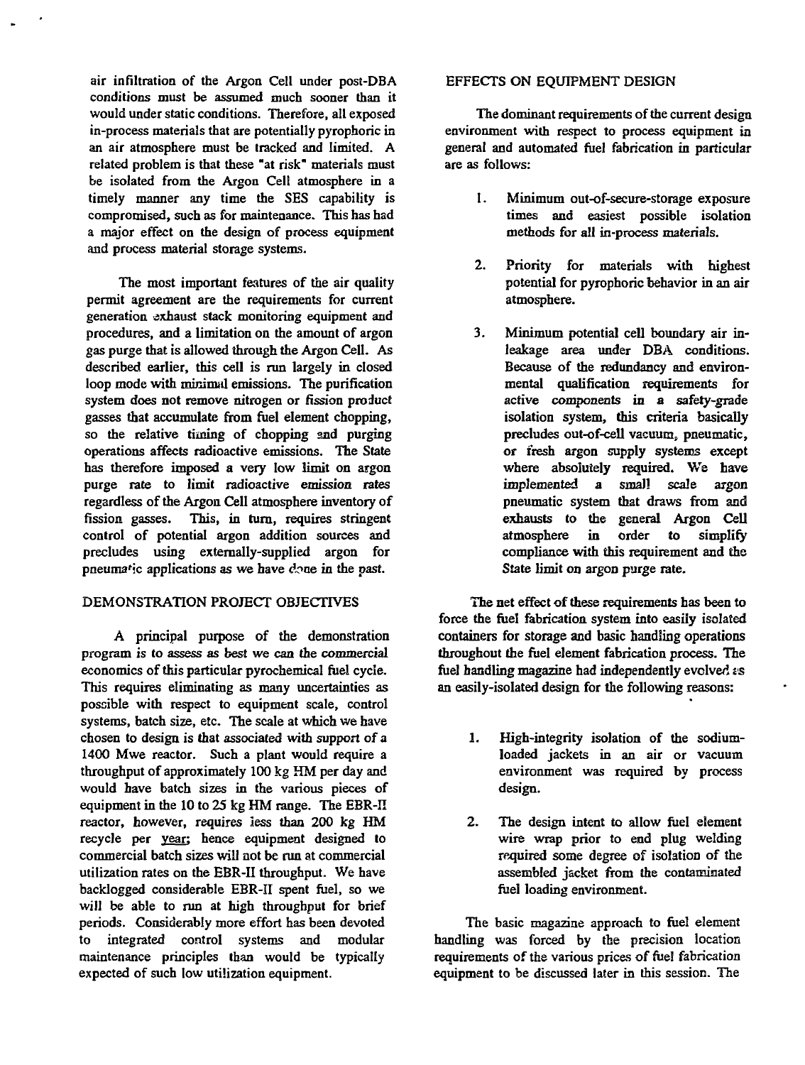air infiltration of the Argon Cell under post-DBA conditions must be assumed much sooner than it would under static conditions. Therefore, all exposed in-process materials that are potentially pyrophoric in an air atmosphere must be tracked and limited. A related problem is that these "at risk" materials must be isolated from the Argon Cell atmosphere in a timely manner any time the SES capability is compromised, such as for maintenance. This has had a major effect on the design of process equipment and process material storage systems.

The most important features of the air quality permit agreement are the requirements for current generation exhaust stack monitoring equipment and procedures, and a limitation on the amount of argon gas purge that is allowed through the Argon Cell. As described earlier, this cell is run largely in closed loop mode with minimal emissions. The purification system does not remove nitrogen or fission product gasses that accumulate from fuel element chopping, so the relative timing of chopping and purging operations affects radioactive emissions. The State has therefore imposed a very low limit on argon purge rate to limit radioactive emission rates regardless of the Argon Cell atmosphere inventory of fission gasses. This, in turn, requires stringent control of potential argon addition sources and precludes using externally-supplied argon for pneumatic applications as we have done in the past.

## DEMONSTRATION PROJECT OBJECTIVES

A principal purpose of the demonstration program is to assess as best we can the commercial economics of this particular pyrochemical fuel cycle. This requires eliminating as many uncertainties as possible with respect to equipment scale, control systems, batch size, etc. The scale at which we have chosen to design is that associated with support of a 1400 Mwe reactor. Such a plant would require a throughput of approximately 100 kg HM per day and would have batch sizes in the various pieces of equipment in the 10 to 25 kg HM range. The EBR-II reactor, however, requires less than 200 kg HM recycle per year; hence equipment designed to commercial batch sizes will not be run at commercial utilization rates on the EBR-II throughput. We have backlogged considerable EBR-II spent fuel, so we will be able to run at high throughput for brief periods. Considerably more effort has been devoted to integrated control systems and modular maintenance principles than would be typically expected of such low utilization equipment.

## EFFECTS ON EQUIPMENT DESIGN

The dominant requirements of the current design environment with respect to process equipment in general and automated fuel fabrication in particular are as follows:

1. Minimum out-of-secure-storage exposure times and easiest possible isolation methods for all in-process materials.

2. Priority for materials with highest potential for pyrophoric behavior in an air atmosphere.

3. Minimum potential cell boundary air in-leakage area under DBA conditions. Because of the redundancy and environmental qualification requirements for active components in a safety-grade isolation system, this criteria basically precludes out-of-cell vacuum, pneumatic, or fresh argon supply systems except where absolutely required. We have implemented a small scale argon pneumatic system that draws from and exhausts to the general Argon Cell atmosphere in order to simplify compliance with this requirement and the State limit on argon purge rate.

The net effect of these requirements has been to force the fuel fabrication system into easily isolated containers for storage and basic handling operations throughout the fuel element fabrication process. The fuel handling magazine had independently evolved as an easily-isolated design for the following reasons:

1. High-integrity isolation of the sodium-loaded jackets in an air or vacuum environment was required by process design.

2. The design intent to allow fuel element wire wrap prior to end plug welding required some degree of isolation of the assembled jacket from the contaminated fuel loading environment.

The basic magazine approach to fuel element handling was forced by the precision location requirements of the various prices of fuel fabrication equipment to be discussed later in this session. The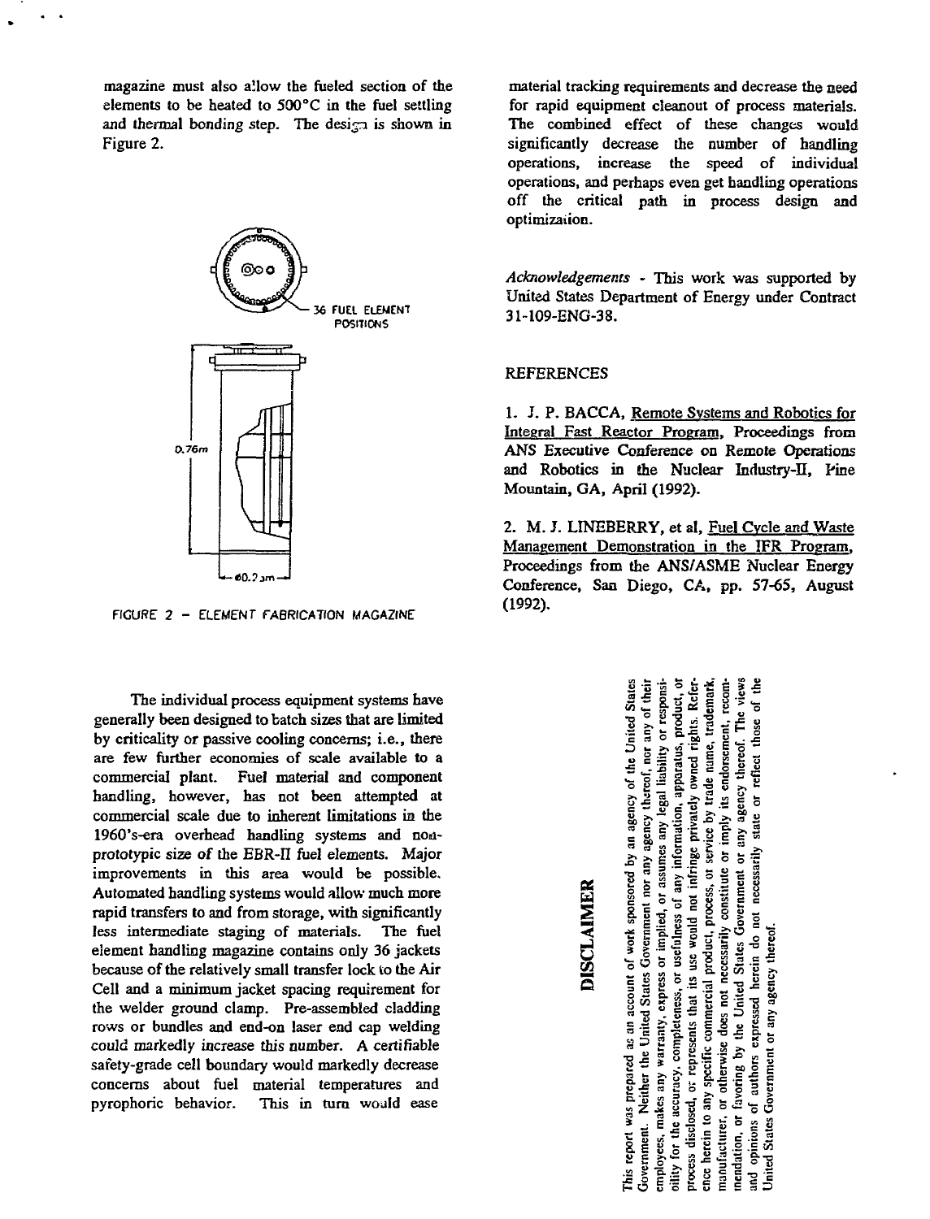magazine must also allow the fueled section of the elements to be heated to 500°C in the fuel settling and thermal bonding step. The design is shown in Figure 2.

36 FUEL ELEMENT POSITIONS

0.76m

ø0.2m

FIGURE 2 – ELEMENT FABRICATION MAGAZINE

The individual process equipment systems have generally been designed to batch sizes that are limited by criticality or passive cooling concerns; i.e., there are few further economies of scale available to a commercial plant. Fuel material and component handling, however, has not been attempted at commercial scale due to inherent limitations in the 1960's-era overhead handling systems and non-prototypic size of the EBR-II fuel elements. Major improvements in this area would be possible. Automated handling systems would allow much more rapid transfers to and from storage, with significantly less intermediate staging of materials. The fuel element handling magazine contains only 36 jackets because of the relatively small transfer lock to the Air Cell and a minimum jacket spacing requirement for the welder ground clamp. Pre-assembled cladding rows or bundles and end-on laser end cap welding could markedly increase this number. A certifiable safety-grade cell boundary would markedly decrease concerns about fuel material temperatures and pyrophoric behavior. This in turn would ease material tracking requirements and decrease the need for rapid equipment cleanout of process materials. The combined effect of these changes would significantly decrease the number of handling operations, increase the speed of individual operations, and perhaps even get handling operations off the critical path in process design and optimization.

*Acknowledgements* - This work was supported by United States Department of Energy under Contract 31-109-ENG-38.

## REFERENCES

1. J. P. BACCA, Remote Systems and Robotics for Integral Fast Reactor Program, Proceedings from ANS Executive Conference on Remote Operations and Robotics in the Nuclear Industry-II, Pine Mountain, GA, April (1992).

2. M. J. LINEBERRY, et al, Fuel Cycle and Waste Management Demonstration in the IFR Program, Proceedings from the ANS/ASME Nuclear Energy Conference, San Diego, CA, pp. 57-65, August (1992).

## DISCLAIMER

This report was prepared as an account of work sponsored by an agency of the United States Government. Neither the United States Government nor any agency thereof, nor any of their employees, makes any warranty, express or implied, or assumes any legal liability or responsibility for the accuracy, completeness, or usefulness of any information, apparatus, product, or process disclosed, or represents that its use would not infringe privately owned rights. Reference herein to any specific commercial product, process, or service by trade name, trademark, manufacturer, or otherwise does not necessarily constitute or imply its endorsement, recommendation, or favoring by the United States Government or any agency thereof. The views and opinions of authors expressed herein do not necessarily state or reflect those of the United States Government or any agency thereof.